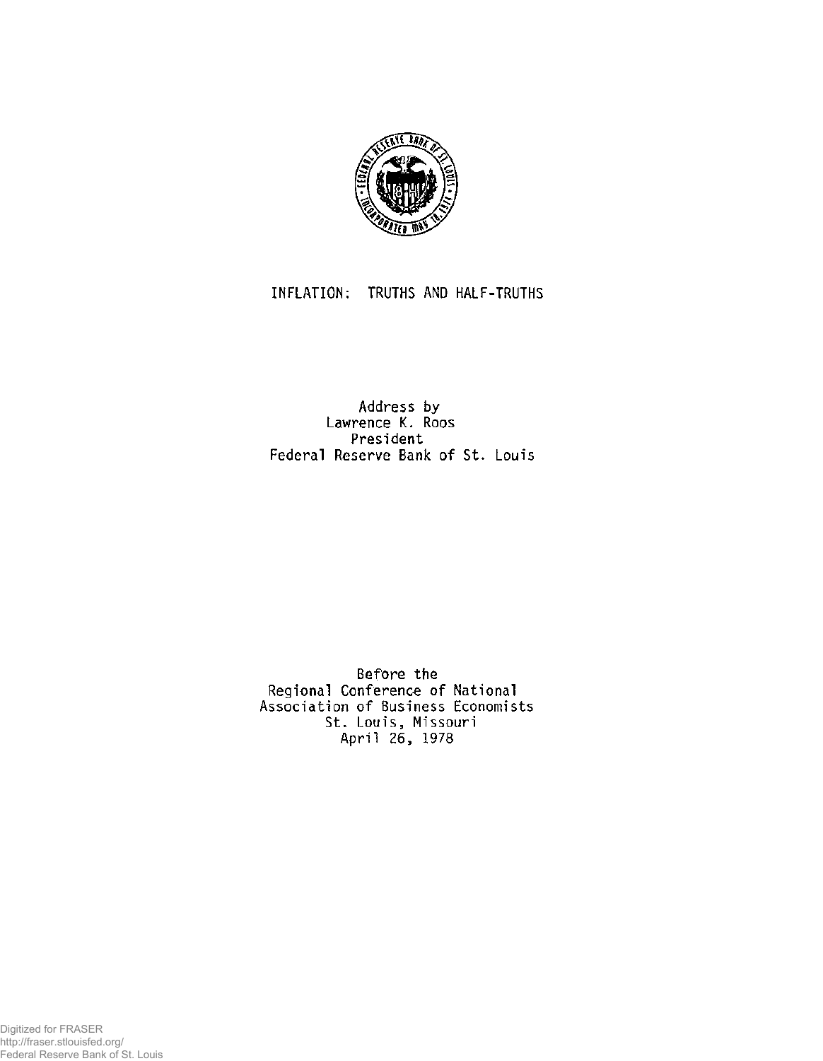# INFLATION: TRUTHS AND HALF-TRUTHS

Address by
Lawrence K. Roos
President
Federal Reserve Bank of St. Louis

Before the
Regional Conference of National
Association of Business Economists
St. Louis, Missouri
April 26, 1978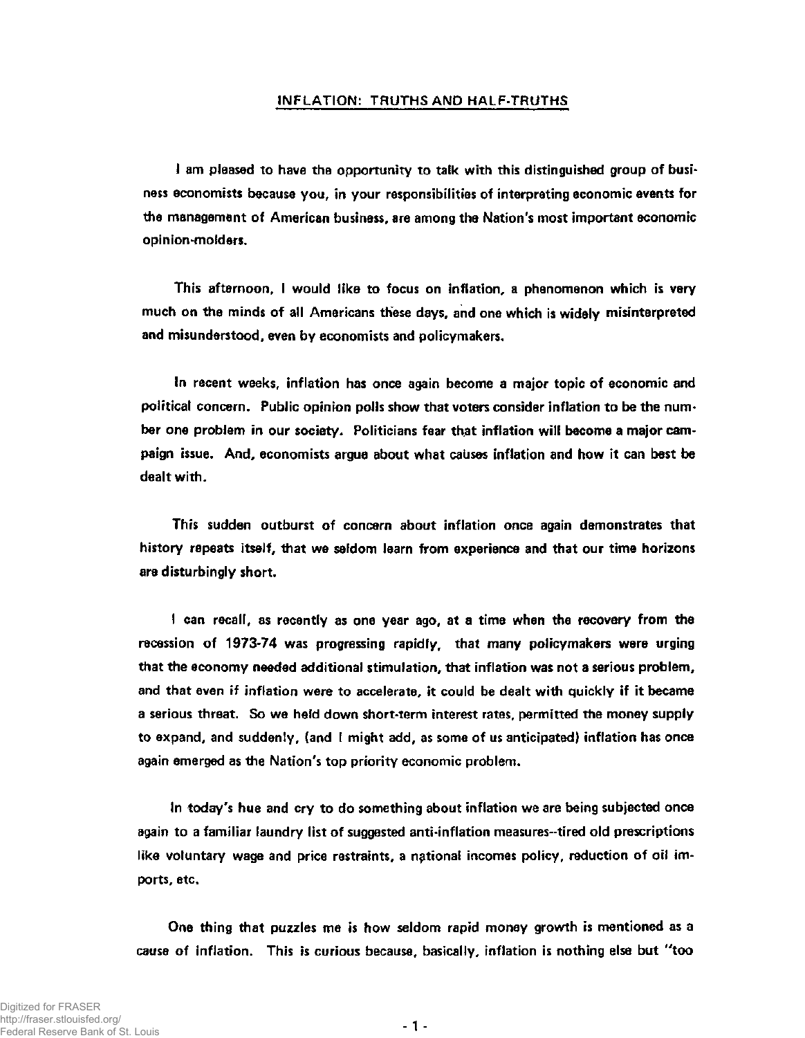## INFLATION: TRUTHS AND HALF-TRUTHS

I am pleased to have the opportunity to talk with this distinguished group of business economists because you, in your responsibilities of interpreting economic events for the management of American business, are among the Nation's most important economic opinion-molders.

This afternoon, I would like to focus on inflation, a phenomenon which is very much on the minds of all Americans these days, and one which is widely misinterpreted and misunderstood, even by economists and policymakers.

In recent weeks, inflation has once again become a major topic of economic and political concern. Public opinion polls show that voters consider inflation to be the number one problem in our society. Politicians fear that inflation will become a major campaign issue. And, economists argue about what causes inflation and how it can best be dealt with.

This sudden outburst of concern about inflation once again demonstrates that history repeats itself, that we seldom learn from experience and that our time horizons are disturbingly short.

I can recall, as recently as one year ago, at a time when the recovery from the recession of 1973-74 was progressing rapidly, that many policymakers were urging that the economy needed additional stimulation, that inflation was not a serious problem, and that even if inflation were to accelerate, it could be dealt with quickly if it became a serious threat. So we held down short-term interest rates, permitted the money supply to expand, and suddenly, (and I might add, as some of us anticipated) inflation has once again emerged as the Nation's top priority economic problem.

In today's hue and cry to do something about inflation we are being subjected once again to a familiar laundry list of suggested anti-inflation measures--tired old prescriptions like voluntary wage and price restraints, a national incomes policy, reduction of oil imports, etc.

One thing that puzzles me is how seldom rapid money growth is mentioned as a cause of inflation. This is curious because, basically, inflation is nothing else but "too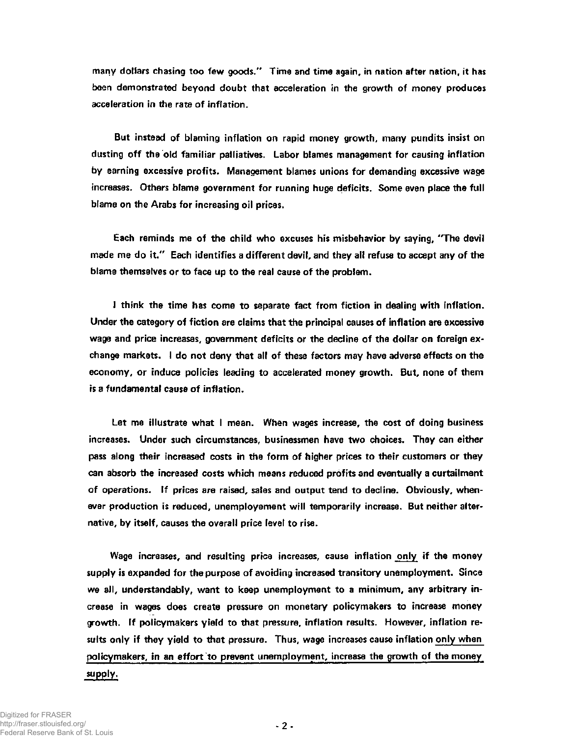many dollars chasing too few goods." Time and time again, in nation after nation, it has been demonstrated beyond doubt that acceleration in the growth of money produces acceleration in the rate of inflation.

But instead of blaming inflation on rapid money growth, many pundits insist on dusting off the old familiar palliatives. Labor blames management for causing inflation by earning excessive profits. Management blames unions for demanding excessive wage increases. Others blame government for running huge deficits. Some even place the full blame on the Arabs for increasing oil prices.

Each reminds me of the child who excuses his misbehavior by saying, "The devil made me do it." Each identifies a different devil, and they all refuse to accept any of the blame themselves or to face up to the real cause of the problem.

I think the time has come to separate fact from fiction in dealing with inflation. Under the category of fiction are claims that the principal causes of inflation are excessive wage and price increases, government deficits or the decline of the dollar on foreign exchange markets. I do not deny that all of these factors may have adverse effects on the economy, or induce policies leading to accelerated money growth. But, none of them is a fundamental cause of inflation.

Let me illustrate what I mean. When wages increase, the cost of doing business increases. Under such circumstances, businessmen have two choices. They can either pass along their increased costs in the form of higher prices to their customers or they can absorb the increased costs which means reduced profits and eventually a curtailment of operations. If prices are raised, sales and output tend to decline. Obviously, whenever production is reduced, unemployement will temporarily increase. But neither alternative, by itself, causes the overall price level to rise.

Wage increases, and resulting price increases, cause inflation only if the money supply is expanded for the purpose of avoiding increased transitory unemployment. Since we all, understandably, want to keep unemployment to a minimum, any arbitrary increase in wages does create pressure on monetary policymakers to increase money growth. If policymakers yield to that pressure, inflation results. However, inflation results only if they yield to that pressure. Thus, wage increases cause inflation only when policymakers, in an effort to prevent unemployment, increase the growth of the money supply.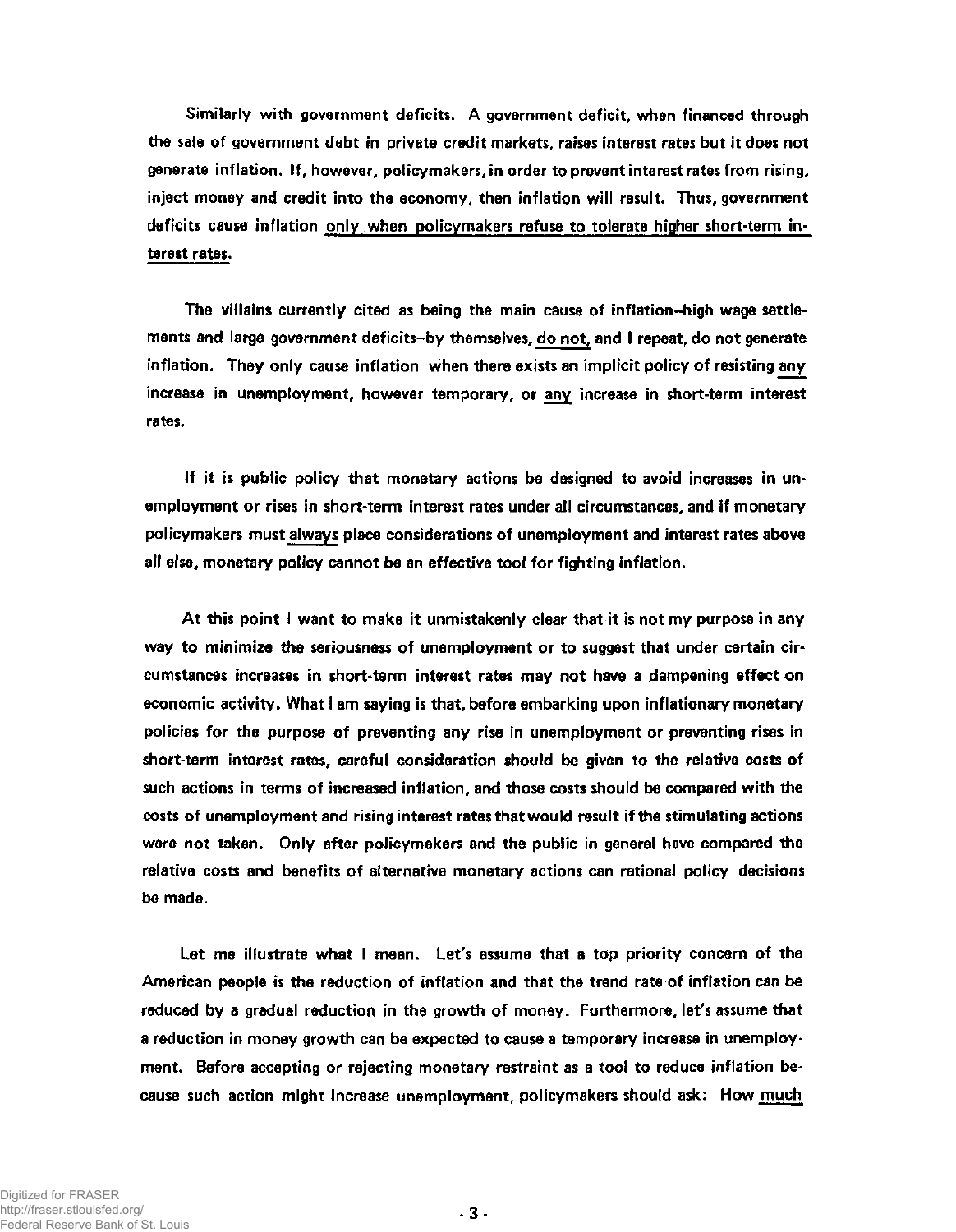Similarly with government deficits. A government deficit, when financed through the sale of government debt in private credit markets, raises interest rates but it does not generate inflation. If, however, policymakers, in order to prevent interest rates from rising, inject money and credit into the economy, then inflation will result. Thus, government deficits cause inflation <u>only when policymakers refuse to tolerate higher short-term interest rates.</u>

The villains currently cited as being the main cause of inflation--high wage settlements and large government deficits--by themselves, <u>do not,</u> and I repeat, do not generate inflation. They only cause inflation when there exists an implicit policy of resisting <u>any</u> increase in unemployment, however temporary, or <u>any</u> increase in short-term interest rates.

If it is public policy that monetary actions be designed to avoid increases in unemployment or rises in short-term interest rates under all circumstances, and if monetary policymakers must <u>always</u> place considerations of unemployment and interest rates above all else, monetary policy cannot be an effective tool for fighting inflation.

At this point I want to make it unmistakenly clear that it is not my purpose in any way to minimize the seriousness of unemployment or to suggest that under certain circumstances increases in short-term interest rates may not have a dampening effect on economic activity. What I am saying is that, before embarking upon inflationary monetary policies for the purpose of preventing any rise in unemployment or preventing rises in short-term interest rates, careful consideration should be given to the relative costs of such actions in terms of increased inflation, and those costs should be compared with the costs of unemployment and rising interest rates that would result if the stimulating actions were not taken. Only after policymakers and the public in general have compared the relative costs and benefits of alternative monetary actions can rational policy decisions be made.

Let me illustrate what I mean. Let's assume that a top priority concern of the American people is the reduction of inflation and that the trend rate of inflation can be reduced by a gradual reduction in the growth of money. Furthermore, let's assume that a reduction in money growth can be expected to cause a temporary increase in unemployment. Before accepting or rejecting monetary restraint as a tool to reduce inflation because such action might increase unemployment, policymakers should ask: How <u>much</u>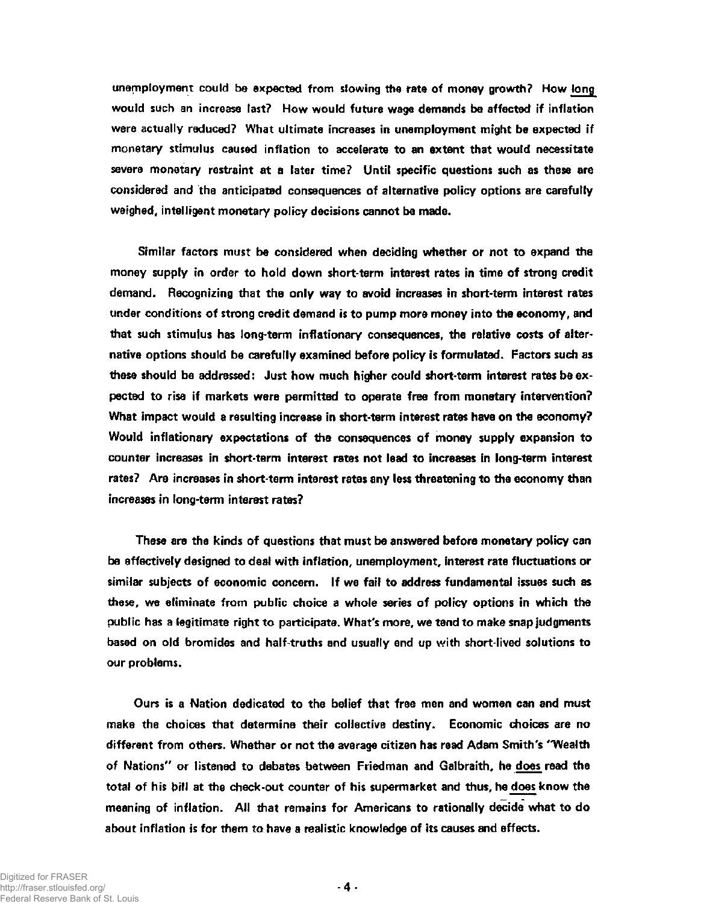unemployment could be expected from slowing the rate of money growth? How long would such an increase last? How would future wage demands be affected if inflation were actually reduced? What ultimate increases in unemployment might be expected if monetary stimulus caused inflation to accelerate to an extent that would necessitate severe monetary restraint at a later time? Until specific questions such as these are considered and the anticipated consequences of alternative policy options are carefully weighed, intelligent monetary policy decisions cannot be made.

Similar factors must be considered when deciding whether or not to expand the money supply in order to hold down short-term interest rates in time of strong credit demand. Recognizing that the only way to avoid increases in short-term interest rates under conditions of strong credit demand is to pump more money into the economy, and that such stimulus has long-term inflationary consequences, the relative costs of alternative options should be carefully examined before policy is formulated. Factors such as these should be addressed: Just how much higher could short-term interest rates be expected to rise if markets were permitted to operate free from monetary intervention? What impact would a resulting increase in short-term interest rates have on the economy? Would inflationary expectations of the consequences of money supply expansion to counter increases in short-term interest rates not lead to increases in long-term interest rates? Are increases in short-term interest rates any less threatening to the economy than increases in long-term interest rates?

These are the kinds of questions that must be answered before monetary policy can be effectively designed to deal with inflation, unemployment, interest rate fluctuations or similar subjects of economic concern. If we fail to address fundamental issues such as these, we eliminate from public choice a whole series of policy options in which the public has a legitimate right to participate. What's more, we tend to make snap judgments based on old bromides and half-truths and usually end up with short-lived solutions to our problems.

Ours is a Nation dedicated to the belief that free men and women can and must make the choices that determine their collective destiny. Economic choices are no different from others. Whether or not the average citizen has read Adam Smith's "Wealth of Nations" or listened to debates between Friedman and Galbraith, he does read the total of his bill at the check-out counter of his supermarket and thus, he does know the meaning of inflation. All that remains for Americans to rationally decide what to do about inflation is for them to have a realistic knowledge of its causes and effects.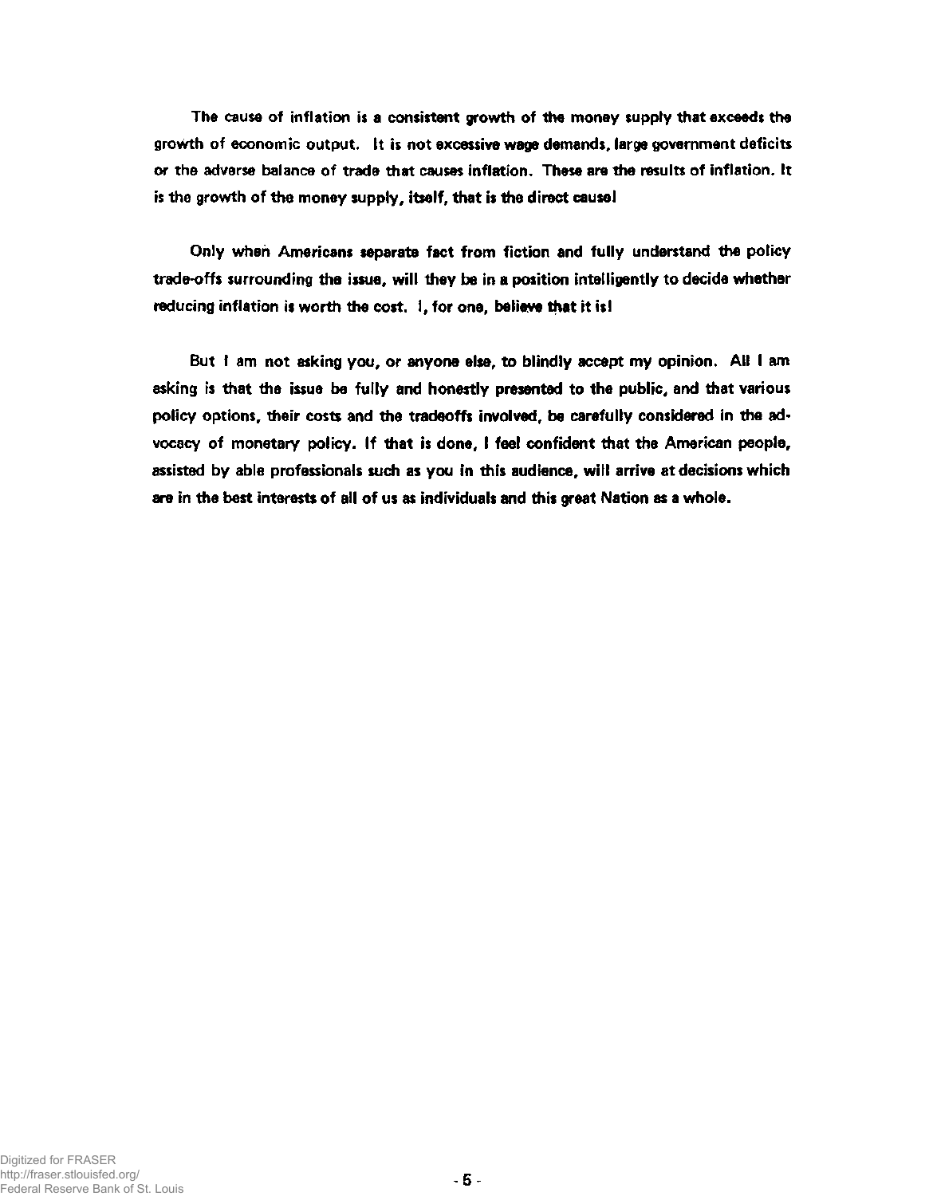The cause of inflation is a consistent growth of the money supply that exceeds the growth of economic output. It is not excessive wage demands, large government deficits or the adverse balance of trade that causes inflation. These are the results of inflation. It is the growth of the money supply, itself, that is the direct cause!

Only when Americans separate fact from fiction and fully understand the policy trade-offs surrounding the issue, will they be in a position intelligently to decide whether reducing inflation is worth the cost. I, for one, believe that it is!

But I am not asking you, or anyone else, to blindly accept my opinion. All I am asking is that the issue be fully and honestly presented to the public, and that various policy options, their costs and the tradeoffs involved, be carefully considered in the advocacy of monetary policy. If that is done, I feel confident that the American people, assisted by able professionals such as you in this audience, will arrive at decisions which are in the best interests of all of us as individuals and this great Nation as a whole.